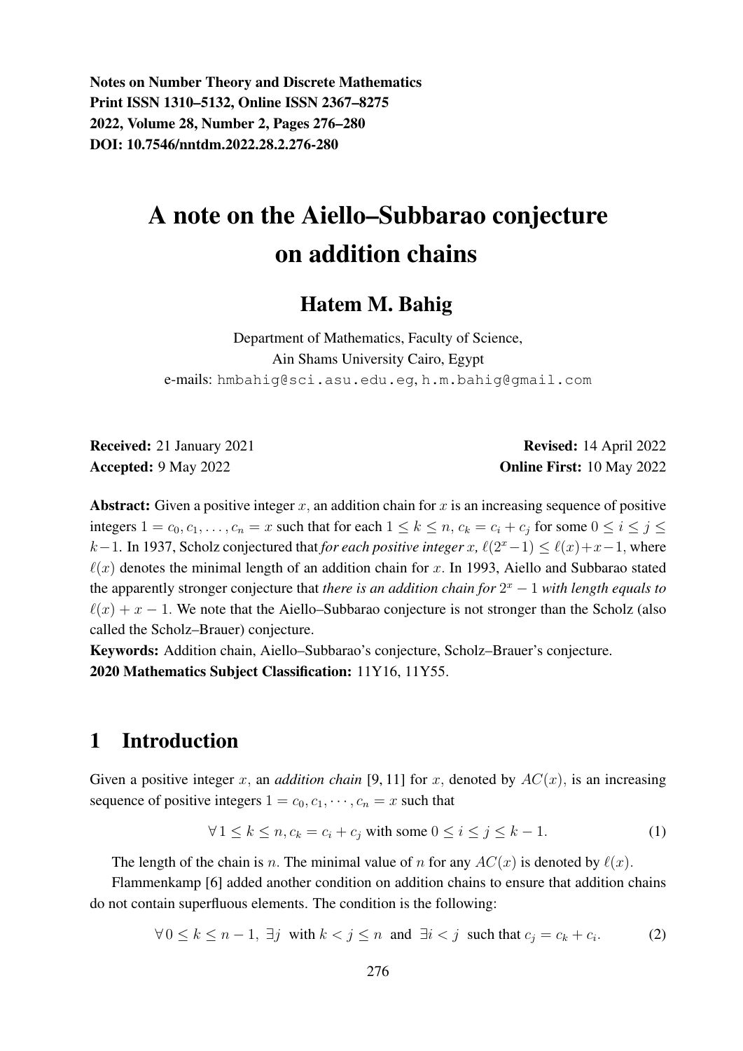**Notes on Number Theory and Discrete Mathematics**
**Print ISSN 1310–5132, Online ISSN 2367–8275**
**2022, Volume 28, Number 2, Pages 276–280**
**DOI: 10.7546/nntdm.2022.28.2.276-280**

# A note on the Aiello–Subbarao conjecture on addition chains

## Hatem M. Bahig

Department of Mathematics, Faculty of Science,
Ain Shams University Cairo, Egypt
e-mails: hmbahig@sci.asu.edu.eg, h.m.bahig@gmail.com

**Received:** 21 January 2021 **Revised:** 14 April 2022
**Accepted:** 9 May 2022 **Online First:** 10 May 2022

**Abstract:** Given a positive integer $x$, an addition chain for $x$ is an increasing sequence of positive integers $1 = c_0, c_1, \ldots, c_n = x$ such that for each $1 \leq k \leq n$, $c_k = c_i + c_j$ for some $0 \leq i \leq j \leq k-1$. In 1937, Scholz conjectured that *for each positive integer* $x$, $\ell(2^x - 1) \leq \ell(x) + x - 1$, where $\ell(x)$ denotes the minimal length of an addition chain for $x$. In 1993, Aiello and Subbarao stated the apparently stronger conjecture that *there is an addition chain for* $2^x - 1$ *with length equals to* $\ell(x) + x - 1$. We note that the Aiello–Subbarao conjecture is not stronger than the Scholz (also called the Scholz–Brauer) conjecture.

**Keywords:** Addition chain, Aiello–Subbarao's conjecture, Scholz–Brauer's conjecture.
**2020 Mathematics Subject Classification:** 11Y16, 11Y55.

## 1 Introduction

Given a positive integer $x$, an *addition chain* [9, 11] for $x$, denoted by $AC(x)$, is an increasing sequence of positive integers $1 = c_0, c_1, \cdots, c_n = x$ such that

$$\forall\, 1 \leq k \leq n, c_k = c_i + c_j \text{ with some } 0 \leq i \leq j \leq k-1. \tag{1}$$

The length of the chain is $n$. The minimal value of $n$ for any $AC(x)$ is denoted by $\ell(x)$.

Flammenkamp [6] added another condition on addition chains to ensure that addition chains do not contain superfluous elements. The condition is the following:

$$\forall\, 0 \leq k \leq n-1,\ \exists j \text{ with } k < j \leq n \text{ and } \exists i < j \text{ such that } c_j = c_k + c_i. \tag{2}$$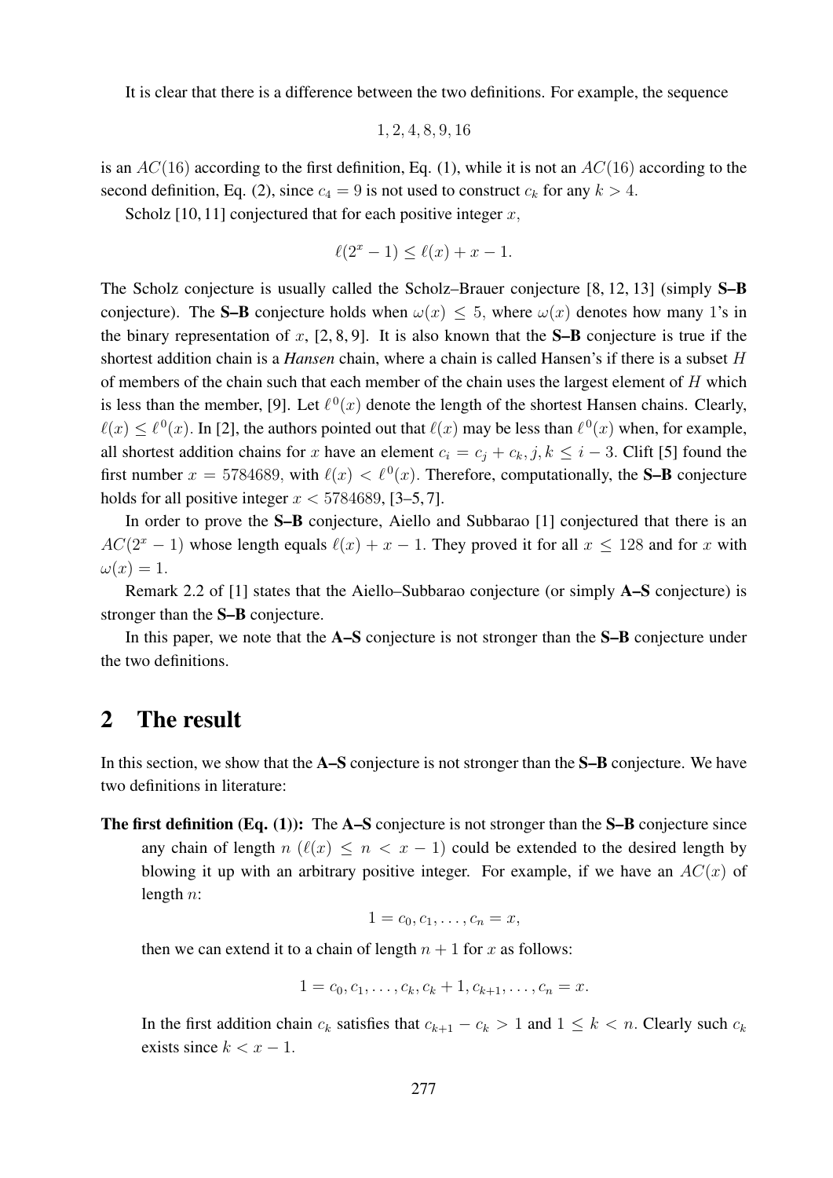It is clear that there is a difference between the two definitions. For example, the sequence

$$1, 2, 4, 8, 9, 16$$

is an $AC(16)$ according to the first definition, Eq. (1), while it is not an $AC(16)$ according to the second definition, Eq. (2), since $c_4 = 9$ is not used to construct $c_k$ for any $k > 4$.

Scholz [10, 11] conjectured that for each positive integer $x$,

$$\ell(2^x - 1) \leq \ell(x) + x - 1.$$

The Scholz conjecture is usually called the Scholz–Brauer conjecture [8, 12, 13] (simply **S–B** conjecture). The **S–B** conjecture holds when $\omega(x) \leq 5$, where $\omega(x)$ denotes how many 1's in the binary representation of $x$, [2, 8, 9]. It is also known that the **S–B** conjecture is true if the shortest addition chain is a ***Hansen*** chain, where a chain is called Hansen's if there is a subset $H$ of members of the chain such that each member of the chain uses the largest element of $H$ which is less than the member, [9]. Let $\ell^0(x)$ denote the length of the shortest Hansen chains. Clearly, $\ell(x) \leq \ell^0(x)$. In [2], the authors pointed out that $\ell(x)$ may be less than $\ell^0(x)$ when, for example, all shortest addition chains for $x$ have an element $c_i = c_j + c_k, j, k \leq i - 3$. Clift [5] found the first number $x = 5784689$, with $\ell(x) < \ell^0(x)$. Therefore, computationally, the **S–B** conjecture holds for all positive integer $x < 5784689$, [3–5, 7].

In order to prove the **S–B** conjecture, Aiello and Subbarao [1] conjectured that there is an $AC(2^x - 1)$ whose length equals $\ell(x) + x - 1$. They proved it for all $x \leq 128$ and for $x$ with $\omega(x) = 1$.

Remark 2.2 of [1] states that the Aiello–Subbarao conjecture (or simply **A–S** conjecture) is stronger than the **S–B** conjecture.

In this paper, we note that the **A–S** conjecture is not stronger than the **S–B** conjecture under the two definitions.

## 2 The result

In this section, we show that the **A–S** conjecture is not stronger than the **S–B** conjecture. We have two definitions in literature:

**The first definition (Eq. (1)):** The **A–S** conjecture is not stronger than the **S–B** conjecture since any chain of length $n$ ($\ell(x) \leq n < x - 1$) could be extended to the desired length by blowing it up with an arbitrary positive integer. For example, if we have an $AC(x)$ of length $n$:

$$1 = c_0, c_1, \ldots, c_n = x,$$

then we can extend it to a chain of length $n + 1$ for $x$ as follows:

$$1 = c_0, c_1, \ldots, c_k, c_k + 1, c_{k+1}, \ldots, c_n = x.$$

In the first addition chain $c_k$ satisfies that $c_{k+1} - c_k > 1$ and $1 \leq k < n$. Clearly such $c_k$ exists since $k < x - 1$.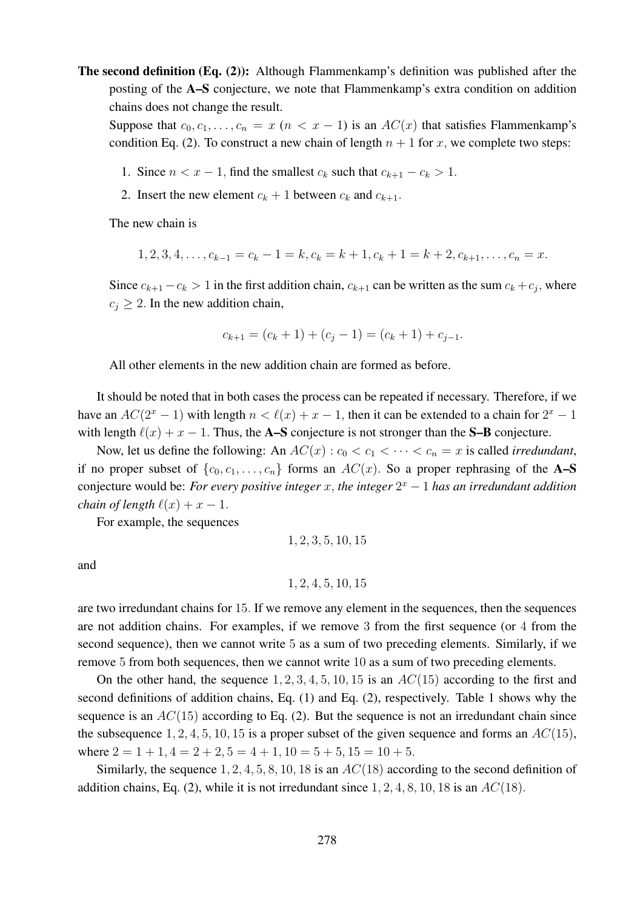**The second definition (Eq. (2)):** Although Flammenkamp's definition was published after the posting of the **A–S** conjecture, we note that Flammenkamp's extra condition on addition chains does not change the result.

Suppose that $c_0, c_1, \ldots, c_n = x$ ($n < x - 1$) is an $AC(x)$ that satisfies Flammenkamp's condition Eq. (2). To construct a new chain of length $n + 1$ for $x$, we complete two steps:

1. Since $n < x - 1$, find the smallest $c_k$ such that $c_{k+1} - c_k > 1$.
2. Insert the new element $c_k + 1$ between $c_k$ and $c_{k+1}$.

The new chain is

$$1, 2, 3, 4, \ldots, c_{k-1} = c_k - 1 = k, c_k = k + 1, c_k + 1 = k + 2, c_{k+1}, \ldots, c_n = x.$$

Since $c_{k+1} - c_k > 1$ in the first addition chain, $c_{k+1}$ can be written as the sum $c_k + c_j$, where $c_j \geq 2$. In the new addition chain,

$$c_{k+1} = (c_k + 1) + (c_j - 1) = (c_k + 1) + c_{j-1}.$$

All other elements in the new addition chain are formed as before.

It should be noted that in both cases the process can be repeated if necessary. Therefore, if we have an $AC(2^x - 1)$ with length $n < \ell(x) + x - 1$, then it can be extended to a chain for $2^x - 1$ with length $\ell(x) + x - 1$. Thus, the **A–S** conjecture is not stronger than the **S–B** conjecture.

Now, let us define the following: An $AC(x) : c_0 < c_1 < \cdots < c_n = x$ is called *irredundant*, if no proper subset of $\{c_0, c_1, \ldots, c_n\}$ forms an $AC(x)$. So a proper rephrasing of the **A–S** conjecture would be: *For every positive integer $x$, the integer $2^x - 1$ has an irredundant addition chain of length $\ell(x) + x - 1$.*

For example, the sequences

$$1, 2, 3, 5, 10, 15$$

and

$$1, 2, 4, 5, 10, 15$$

are two irredundant chains for $15$. If we remove any element in the sequences, then the sequences are not addition chains. For examples, if we remove $3$ from the first sequence (or $4$ from the second sequence), then we cannot write $5$ as a sum of two preceding elements. Similarly, if we remove $5$ from both sequences, then we cannot write $10$ as a sum of two preceding elements.

On the other hand, the sequence $1, 2, 3, 4, 5, 10, 15$ is an $AC(15)$ according to the first and second definitions of addition chains, Eq. (1) and Eq. (2), respectively. Table 1 shows why the sequence is an $AC(15)$ according to Eq. (2). But the sequence is not an irredundant chain since the subsequence $1, 2, 4, 5, 10, 15$ is a proper subset of the given sequence and forms an $AC(15)$, where $2 = 1 + 1, 4 = 2 + 2, 5 = 4 + 1, 10 = 5 + 5, 15 = 10 + 5$.

Similarly, the sequence $1, 2, 4, 5, 8, 10, 18$ is an $AC(18)$ according to the second definition of addition chains, Eq. (2), while it is not irredundant since $1, 2, 4, 8, 10, 18$ is an $AC(18)$.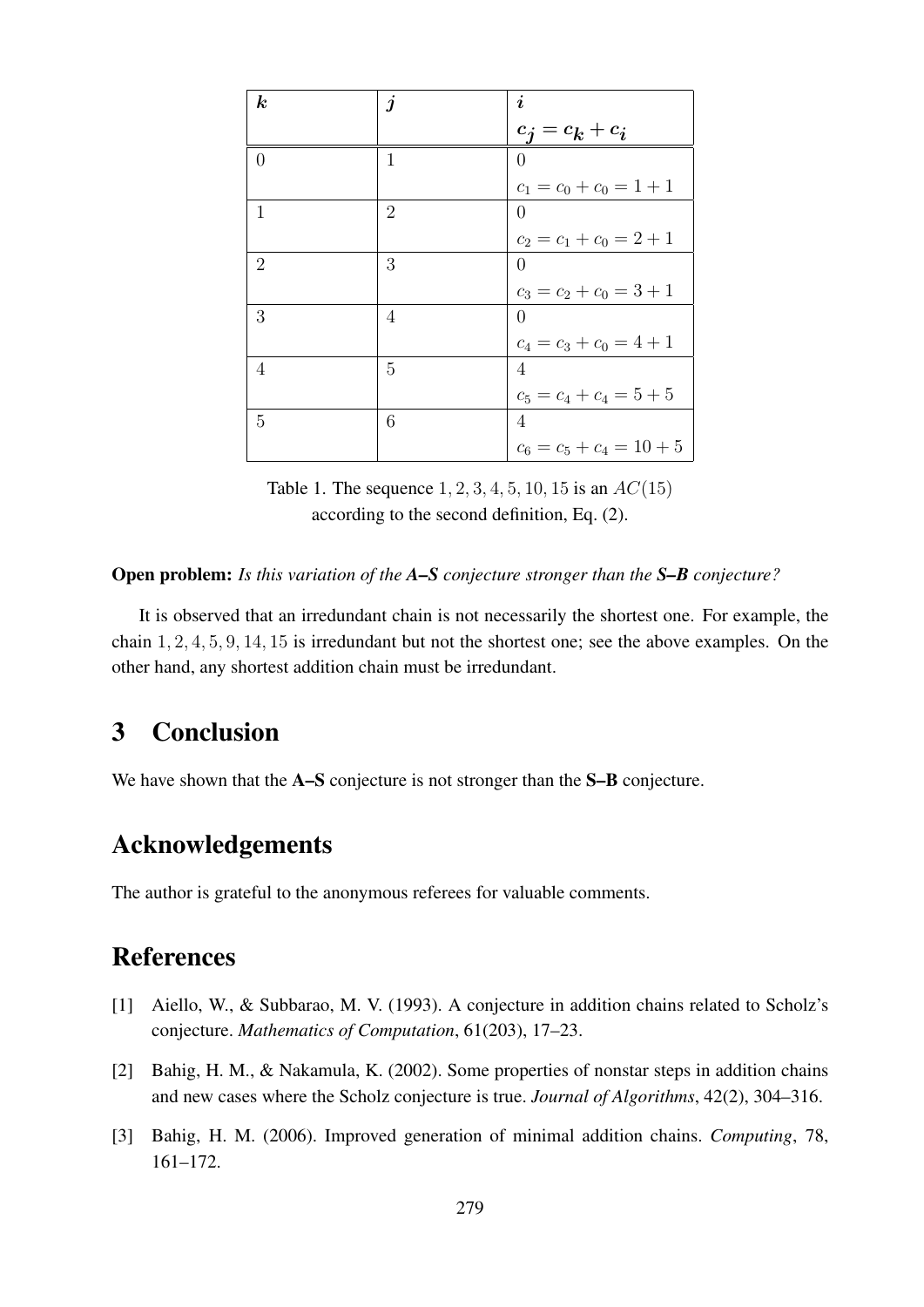| $k$ | $j$ | $i$<br>$c_j = c_k + c_i$ |
|---|---|---|
| 0 | 1 | 0<br>$c_1 = c_0 + c_0 = 1 + 1$ |
| 1 | 2 | 0<br>$c_2 = c_1 + c_0 = 2 + 1$ |
| 2 | 3 | 0<br>$c_3 = c_2 + c_0 = 3 + 1$ |
| 3 | 4 | 0<br>$c_4 = c_3 + c_0 = 4 + 1$ |
| 4 | 5 | 4<br>$c_5 = c_4 + c_4 = 5 + 5$ |
| 5 | 6 | 4<br>$c_6 = c_5 + c_4 = 10 + 5$ |

Table 1. The sequence $1, 2, 3, 4, 5, 10, 15$ is an $AC(15)$ according to the second definition, Eq. (2).

**Open problem:** *Is this variation of the **A–S** conjecture stronger than the **S–B** conjecture?*

It is observed that an irredundant chain is not necessarily the shortest one. For example, the chain $1, 2, 4, 5, 9, 14, 15$ is irredundant but not the shortest one; see the above examples. On the other hand, any shortest addition chain must be irredundant.

## 3 Conclusion

We have shown that the **A–S** conjecture is not stronger than the **S–B** conjecture.

## Acknowledgements

The author is grateful to the anonymous referees for valuable comments.

## References

[1] Aiello, W., & Subbarao, M. V. (1993). A conjecture in addition chains related to Scholz's conjecture. *Mathematics of Computation*, 61(203), 17–23.

[2] Bahig, H. M., & Nakamula, K. (2002). Some properties of nonstar steps in addition chains and new cases where the Scholz conjecture is true. *Journal of Algorithms*, 42(2), 304–316.

[3] Bahig, H. M. (2006). Improved generation of minimal addition chains. *Computing*, 78, 161–172.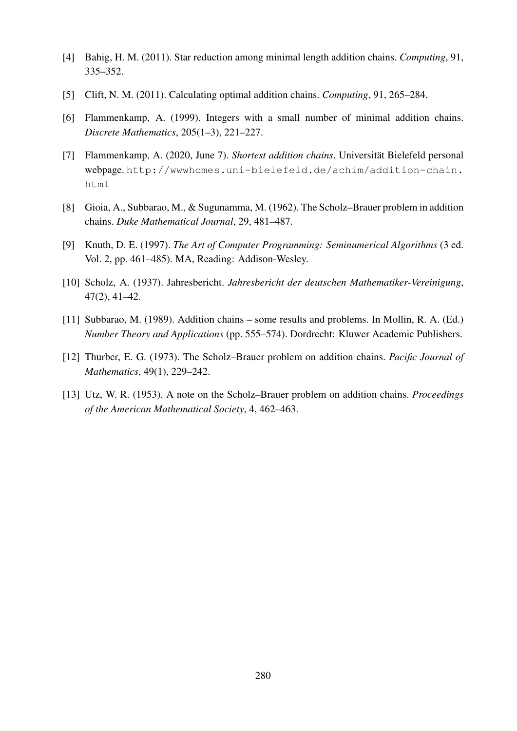[4] Bahig, H. M. (2011). Star reduction among minimal length addition chains. *Computing*, 91, 335–352.

[5] Clift, N. M. (2011). Calculating optimal addition chains. *Computing*, 91, 265–284.

[6] Flammenkamp, A. (1999). Integers with a small number of minimal addition chains. *Discrete Mathematics*, 205(1–3), 221–227.

[7] Flammenkamp, A. (2020, June 7). *Shortest addition chains*. Universität Bielefeld personal webpage. `http://wwwhomes.uni-bielefeld.de/achim/addition-chain.html`

[8] Gioia, A., Subbarao, M., & Sugunamma, M. (1962). The Scholz–Brauer problem in addition chains. *Duke Mathematical Journal*, 29, 481–487.

[9] Knuth, D. E. (1997). *The Art of Computer Programming: Seminumerical Algorithms* (3 ed. Vol. 2, pp. 461–485). MA, Reading: Addison-Wesley.

[10] Scholz, A. (1937). Jahresbericht. *Jahresbericht der deutschen Mathematiker-Vereinigung*, 47(2), 41–42.

[11] Subbarao, M. (1989). Addition chains – some results and problems. In Mollin, R. A. (Ed.) *Number Theory and Applications* (pp. 555–574). Dordrecht: Kluwer Academic Publishers.

[12] Thurber, E. G. (1973). The Scholz–Brauer problem on addition chains. *Pacific Journal of Mathematics*, 49(1), 229–242.

[13] Utz, W. R. (1953). A note on the Scholz–Brauer problem on addition chains. *Proceedings of the American Mathematical Society*, 4, 462–463.